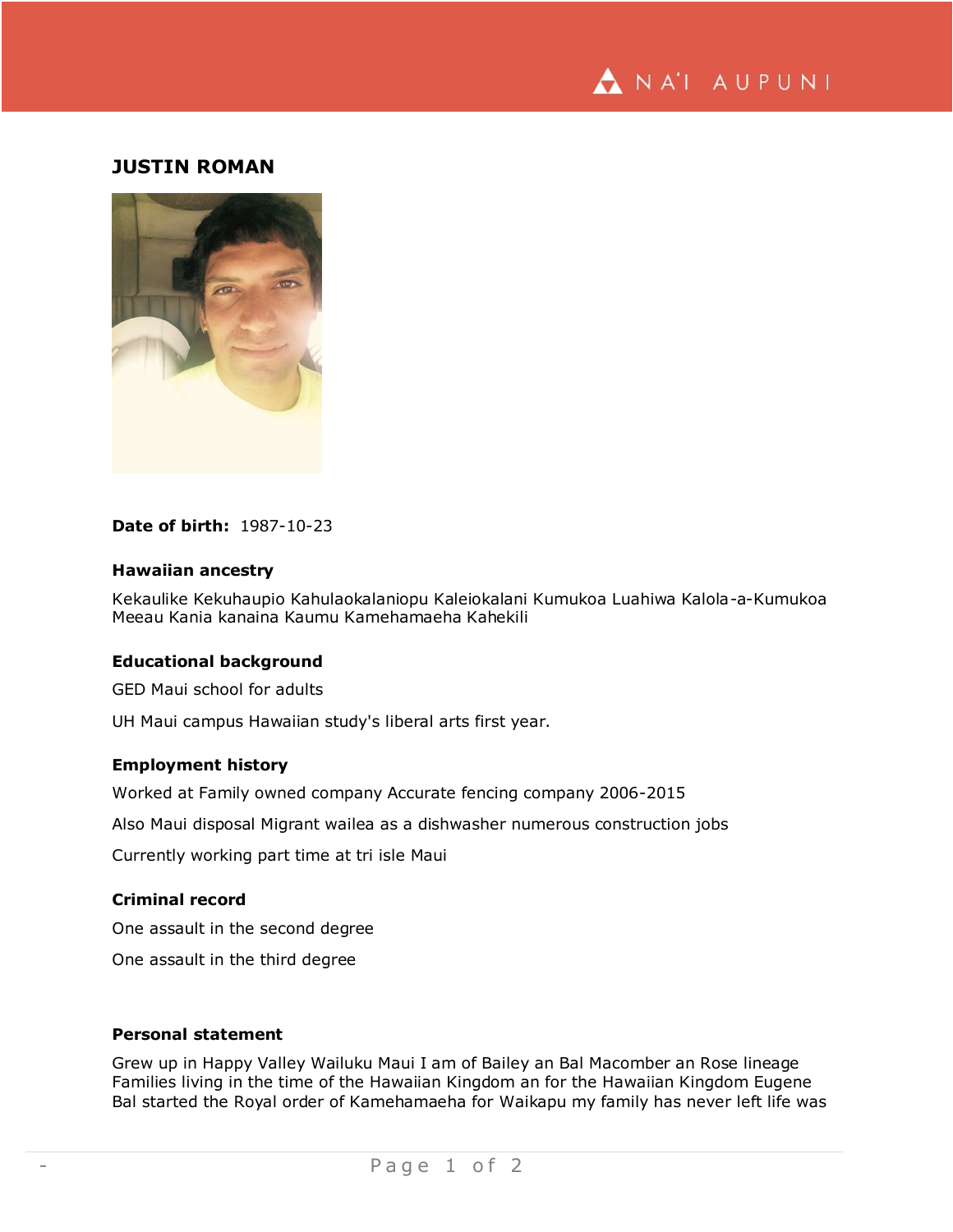# JUSTIN ROMAN

**Date of birth:** 1987-10-23

### Hawaiian ancestry

Kekaulike Kekuhaupio Kahulaokalaniopu Kaleiokalani Kumukoa Luahiwa Kalola-a-Kumukoa Meeau Kania kanaina Kaumu Kamehamaeha Kahekili

### Educational background

GED Maui school for adults

UH Maui campus Hawaiian study's liberal arts first year.

### Employment history

Worked at Family owned company Accurate fencing company 2006-2015

Also Maui disposal Migrant wailea as a dishwasher numerous construction jobs

Currently working part time at tri isle Maui

### Criminal record

One assault in the second degree

One assault in the third degree

### Personal statement

Grew up in Happy Valley Wailuku Maui I am of Bailey an Bal Macomber an Rose lineage Families living in the time of the Hawaiian Kingdom an for the Hawaiian Kingdom Eugene Bal started the Royal order of Kamehamaeha for Waikapu my family has never left life was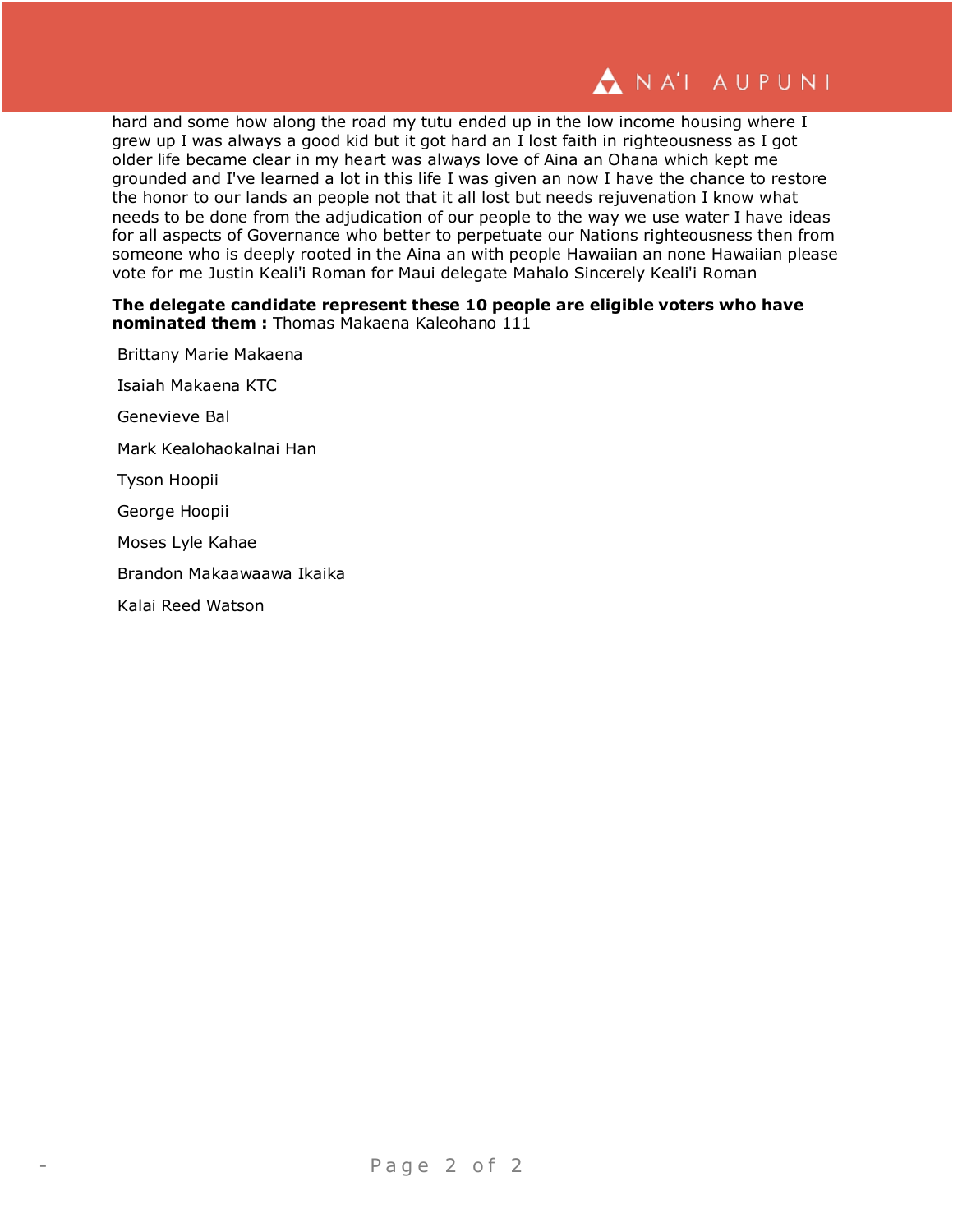hard and some how along the road my tutu ended up in the low income housing where I grew up I was always a good kid but it got hard an I lost faith in righteousness as I got older life became clear in my heart was always love of Aina an Ohana which kept me grounded and I've learned a lot in this life I was given an now I have the chance to restore the honor to our lands an people not that it all lost but needs rejuvenation I know what needs to be done from the adjudication of our people to the way we use water I have ideas for all aspects of Governance who better to perpetuate our Nations righteousness then from someone who is deeply rooted in the Aina an with people Hawaiian an none Hawaiian please vote for me Justin Keali'i Roman for Maui delegate Mahalo Sincerely Keali'i Roman

**The delegate candidate represent these 10 people are eligible voters who have nominated them :** Thomas Makaena Kaleohano 111

Brittany Marie Makaena

Isaiah Makaena KTC

Genevieve Bal

Mark Kealohaokalnai Han

Tyson Hoopii

George Hoopii

Moses Lyle Kahae

Brandon Makaawaawa Ikaika

Kalai Reed Watson